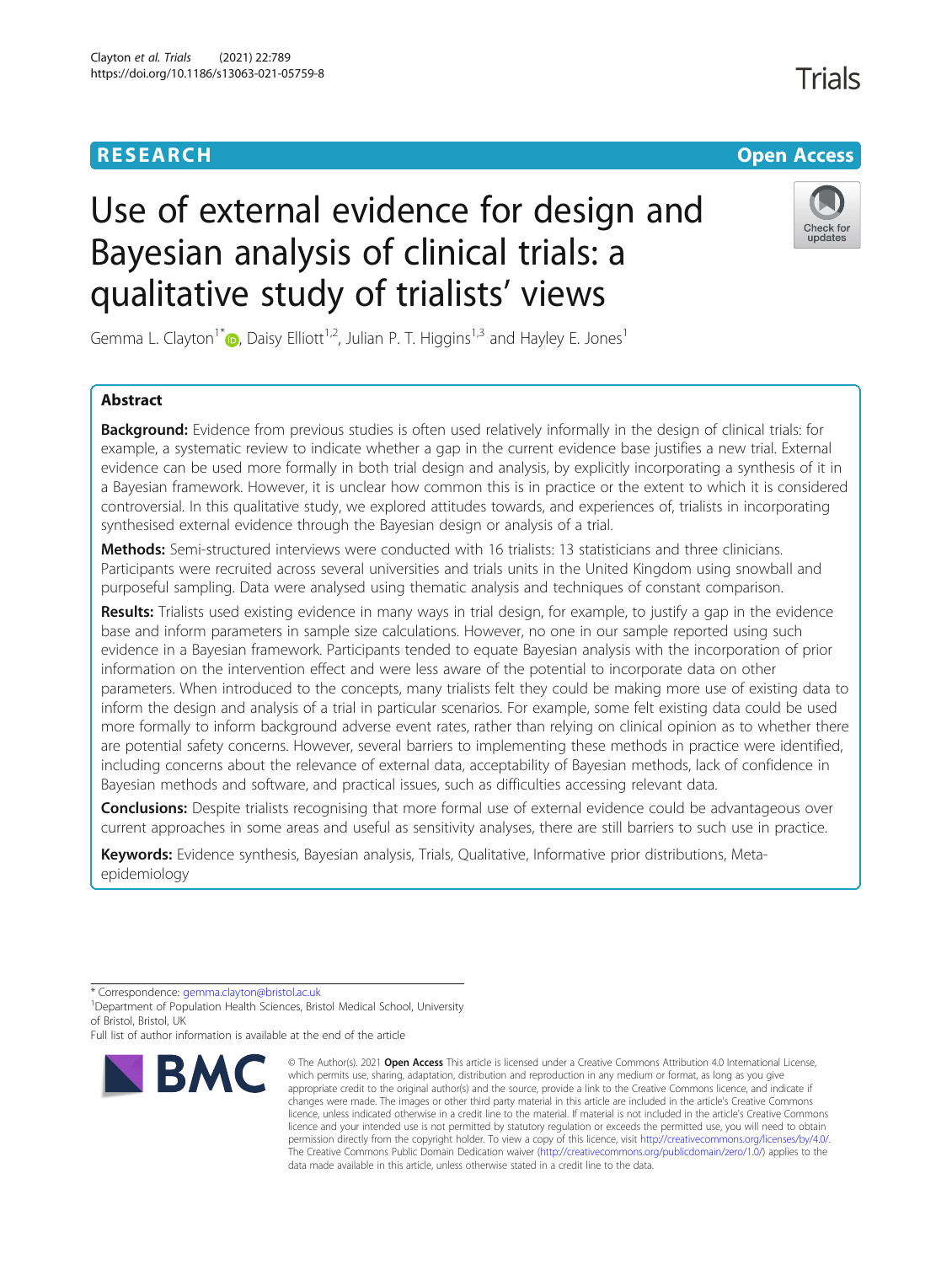RESEARCH

Open Access

# Use of external evidence for design and Bayesian analysis of clinical trials: a qualitative study of trialists' views

Gemma L. Clayton[1*], Daisy Elliott[1,2], Julian P. T. Higgins[1,3] and Hayley E. Jones[1]

## Abstract

**Background:** Evidence from previous studies is often used relatively informally in the design of clinical trials: for example, a systematic review to indicate whether a gap in the current evidence base justifies a new trial. External evidence can be used more formally in both trial design and analysis, by explicitly incorporating a synthesis of it in a Bayesian framework. However, it is unclear how common this is in practice or the extent to which it is considered controversial. In this qualitative study, we explored attitudes towards, and experiences of, trialists in incorporating synthesised external evidence through the Bayesian design or analysis of a trial.

**Methods:** Semi-structured interviews were conducted with 16 trialists: 13 statisticians and three clinicians. Participants were recruited across several universities and trials units in the United Kingdom using snowball and purposeful sampling. Data were analysed using thematic analysis and techniques of constant comparison.

**Results:** Trialists used existing evidence in many ways in trial design, for example, to justify a gap in the evidence base and inform parameters in sample size calculations. However, no one in our sample reported using such evidence in a Bayesian framework. Participants tended to equate Bayesian analysis with the incorporation of prior information on the intervention effect and were less aware of the potential to incorporate data on other parameters. When introduced to the concepts, many trialists felt they could be making more use of existing data to inform the design and analysis of a trial in particular scenarios. For example, some felt existing data could be used more formally to inform background adverse event rates, rather than relying on clinical opinion as to whether there are potential safety concerns. However, several barriers to implementing these methods in practice were identified, including concerns about the relevance of external data, acceptability of Bayesian methods, lack of confidence in Bayesian methods and software, and practical issues, such as difficulties accessing relevant data.

**Conclusions:** Despite trialists recognising that more formal use of external evidence could be advantageous over current approaches in some areas and useful as sensitivity analyses, there are still barriers to such use in practice.

**Keywords:** Evidence synthesis, Bayesian analysis, Trials, Qualitative, Informative prior distributions, Meta-epidemiology

* Correspondence: gemma.clayton@bristol.ac.uk
[1]Department of Population Health Sciences, Bristol Medical School, University of Bristol, Bristol, UK
Full list of author information is available at the end of the article

© The Author(s). 2021 **Open Access** This article is licensed under a Creative Commons Attribution 4.0 International License, which permits use, sharing, adaptation, distribution and reproduction in any medium or format, as long as you give appropriate credit to the original author(s) and the source, provide a link to the Creative Commons licence, and indicate if changes were made. The images or other third party material in this article are included in the article's Creative Commons licence, unless indicated otherwise in a credit line to the material. If material is not included in the article's Creative Commons licence and your intended use is not permitted by statutory regulation or exceeds the permitted use, you will need to obtain permission directly from the copyright holder. To view a copy of this licence, visit http://creativecommons.org/licenses/by/4.0/. The Creative Commons Public Domain Dedication waiver (http://creativecommons.org/publicdomain/zero/1.0/) applies to the data made available in this article, unless otherwise stated in a credit line to the data.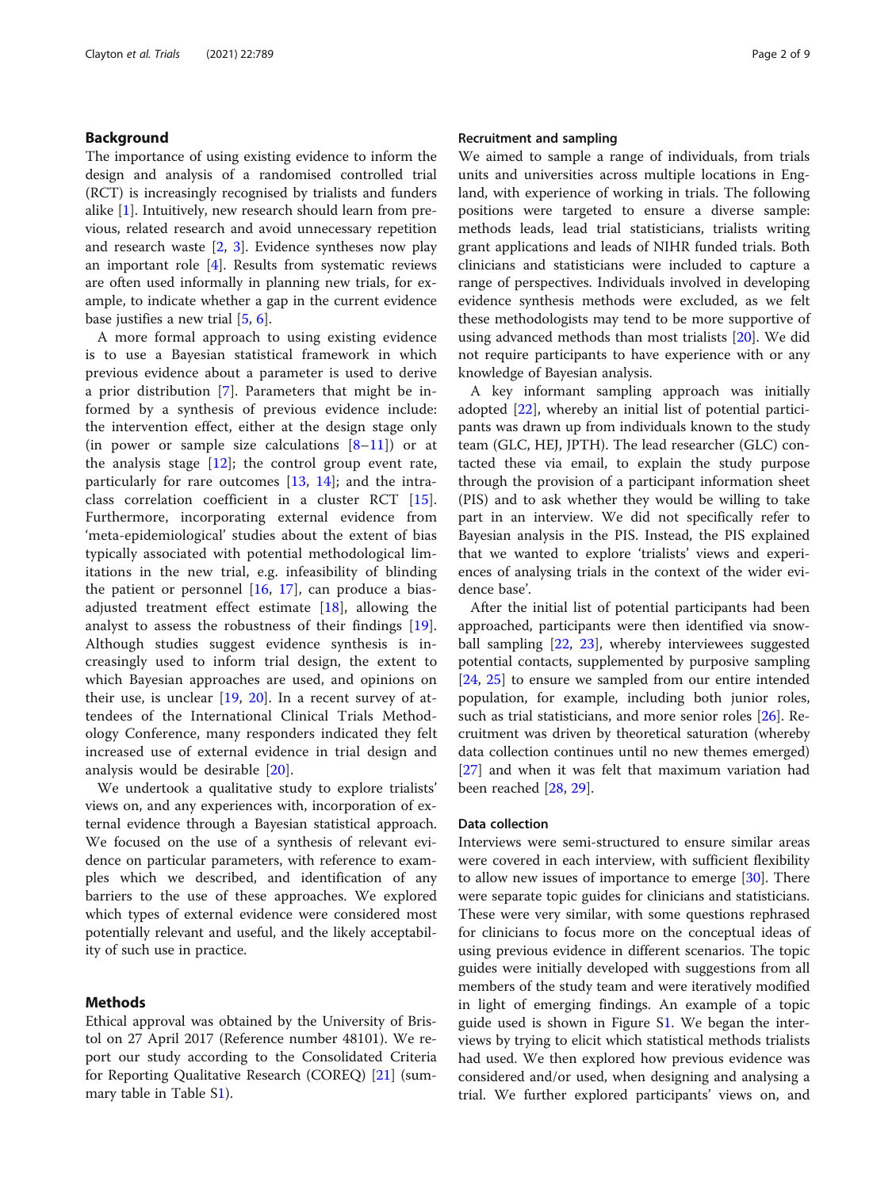## Background

The importance of using existing evidence to inform the design and analysis of a randomised controlled trial (RCT) is increasingly recognised by trialists and funders alike [1]. Intuitively, new research should learn from previous, related research and avoid unnecessary repetition and research waste [2, 3]. Evidence syntheses now play an important role [4]. Results from systematic reviews are often used informally in planning new trials, for example, to indicate whether a gap in the current evidence base justifies a new trial [5, 6].

A more formal approach to using existing evidence is to use a Bayesian statistical framework in which previous evidence about a parameter is used to derive a prior distribution [7]. Parameters that might be informed by a synthesis of previous evidence include: the intervention effect, either at the design stage only (in power or sample size calculations [8–11]) or at the analysis stage [12]; the control group event rate, particularly for rare outcomes [13, 14]; and the intra-class correlation coefficient in a cluster RCT [15]. Furthermore, incorporating external evidence from 'meta-epidemiological' studies about the extent of bias typically associated with potential methodological limitations in the new trial, e.g. infeasibility of blinding the patient or personnel [16, 17], can produce a bias-adjusted treatment effect estimate [18], allowing the analyst to assess the robustness of their findings [19]. Although studies suggest evidence synthesis is increasingly used to inform trial design, the extent to which Bayesian approaches are used, and opinions on their use, is unclear [19, 20]. In a recent survey of attendees of the International Clinical Trials Methodology Conference, many responders indicated they felt increased use of external evidence in trial design and analysis would be desirable [20].

We undertook a qualitative study to explore trialists' views on, and any experiences with, incorporation of external evidence through a Bayesian statistical approach. We focused on the use of a synthesis of relevant evidence on particular parameters, with reference to examples which we described, and identification of any barriers to the use of these approaches. We explored which types of external evidence were considered most potentially relevant and useful, and the likely acceptability of such use in practice.

## Methods

Ethical approval was obtained by the University of Bristol on 27 April 2017 (Reference number 48101). We report our study according to the Consolidated Criteria for Reporting Qualitative Research (COREQ) [21] (summary table in Table S1).

### Recruitment and sampling

We aimed to sample a range of individuals, from trials units and universities across multiple locations in England, with experience of working in trials. The following positions were targeted to ensure a diverse sample: methods leads, lead trial statisticians, trialists writing grant applications and leads of NIHR funded trials. Both clinicians and statisticians were included to capture a range of perspectives. Individuals involved in developing evidence synthesis methods were excluded, as we felt these methodologists may tend to be more supportive of using advanced methods than most trialists [20]. We did not require participants to have experience with or any knowledge of Bayesian analysis.

A key informant sampling approach was initially adopted [22], whereby an initial list of potential participants was drawn up from individuals known to the study team (GLC, HEJ, JPTH). The lead researcher (GLC) contacted these via email, to explain the study purpose through the provision of a participant information sheet (PIS) and to ask whether they would be willing to take part in an interview. We did not specifically refer to Bayesian analysis in the PIS. Instead, the PIS explained that we wanted to explore 'trialists' views and experiences of analysing trials in the context of the wider evidence base'.

After the initial list of potential participants had been approached, participants were then identified via snowball sampling [22, 23], whereby interviewees suggested potential contacts, supplemented by purposive sampling [24, 25] to ensure we sampled from our entire intended population, for example, including both junior roles, such as trial statisticians, and more senior roles [26]. Recruitment was driven by theoretical saturation (whereby data collection continues until no new themes emerged) [27] and when it was felt that maximum variation had been reached [28, 29].

### Data collection

Interviews were semi-structured to ensure similar areas were covered in each interview, with sufficient flexibility to allow new issues of importance to emerge [30]. There were separate topic guides for clinicians and statisticians. These were very similar, with some questions rephrased for clinicians to focus more on the conceptual ideas of using previous evidence in different scenarios. The topic guides were initially developed with suggestions from all members of the study team and were iteratively modified in light of emerging findings. An example of a topic guide used is shown in Figure S1. We began the interviews by trying to elicit which statistical methods trialists had used. We then explored how previous evidence was considered and/or used, when designing and analysing a trial. We further explored participants' views on, and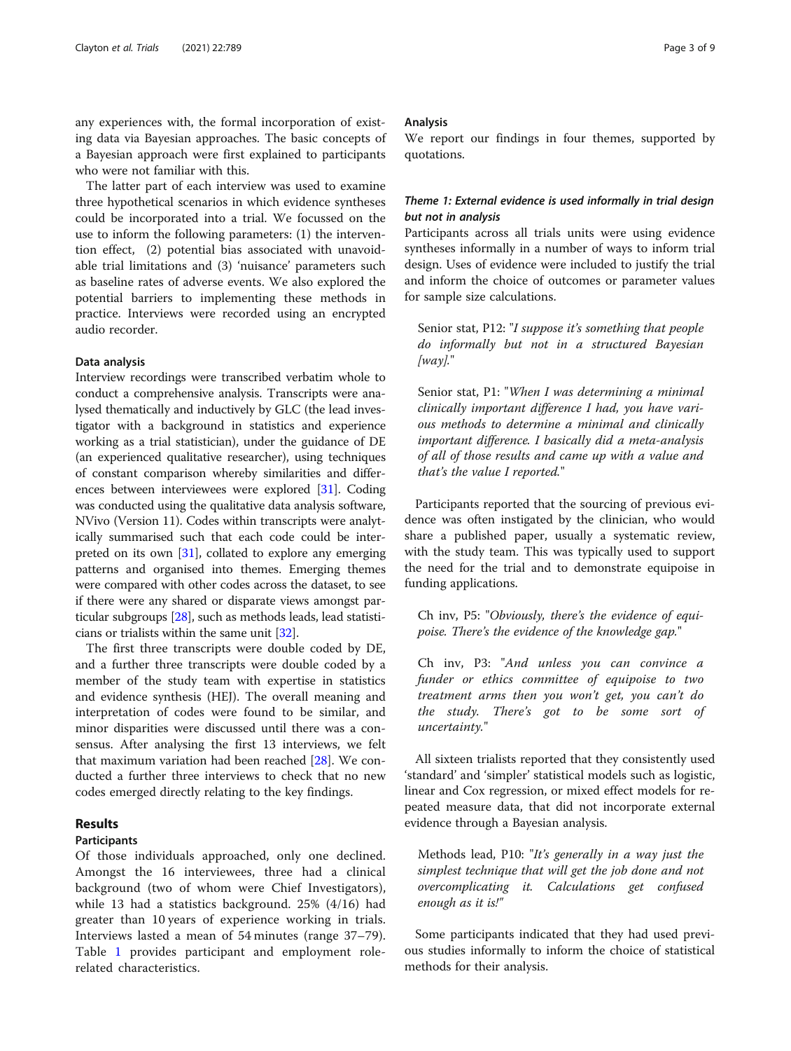any experiences with, the formal incorporation of existing data via Bayesian approaches. The basic concepts of a Bayesian approach were first explained to participants who were not familiar with this.

The latter part of each interview was used to examine three hypothetical scenarios in which evidence syntheses could be incorporated into a trial. We focussed on the use to inform the following parameters: (1) the intervention effect, (2) potential bias associated with unavoidable trial limitations and (3) 'nuisance' parameters such as baseline rates of adverse events. We also explored the potential barriers to implementing these methods in practice. Interviews were recorded using an encrypted audio recorder.

### Data analysis

Interview recordings were transcribed verbatim whole to conduct a comprehensive analysis. Transcripts were analysed thematically and inductively by GLC (the lead investigator with a background in statistics and experience working as a trial statistician), under the guidance of DE (an experienced qualitative researcher), using techniques of constant comparison whereby similarities and differences between interviewees were explored [31]. Coding was conducted using the qualitative data analysis software, NVivo (Version 11). Codes within transcripts were analytically summarised such that each code could be interpreted on its own [31], collated to explore any emerging patterns and organised into themes. Emerging themes were compared with other codes across the dataset, to see if there were any shared or disparate views amongst particular subgroups [28], such as methods leads, lead statisticians or trialists within the same unit [32].

The first three transcripts were double coded by DE, and a further three transcripts were double coded by a member of the study team with expertise in statistics and evidence synthesis (HEJ). The overall meaning and interpretation of codes were found to be similar, and minor disparities were discussed until there was a consensus. After analysing the first 13 interviews, we felt that maximum variation had been reached [28]. We conducted a further three interviews to check that no new codes emerged directly relating to the key findings.

## Results

### Participants

Of those individuals approached, only one declined. Amongst the 16 interviewees, three had a clinical background (two of whom were Chief Investigators), while 13 had a statistics background. 25% (4/16) had greater than 10 years of experience working in trials. Interviews lasted a mean of 54 minutes (range 37–79). Table 1 provides participant and employment role-related characteristics.

### Analysis

We report our findings in four themes, supported by quotations.

#### *Theme 1: External evidence is used informally in trial design but not in analysis*

Participants across all trials units were using evidence syntheses informally in a number of ways to inform trial design. Uses of evidence were included to justify the trial and inform the choice of outcomes or parameter values for sample size calculations.

> Senior stat, P12: "*I suppose it's something that people do informally but not in a structured Bayesian [way].*"

> Senior stat, P1: "*When I was determining a minimal clinically important difference I had, you have various methods to determine a minimal and clinically important difference. I basically did a meta-analysis of all of those results and came up with a value and that's the value I reported.*"

Participants reported that the sourcing of previous evidence was often instigated by the clinician, who would share a published paper, usually a systematic review, with the study team. This was typically used to support the need for the trial and to demonstrate equipoise in funding applications.

> Ch inv, P5: "*Obviously, there's the evidence of equipoise. There's the evidence of the knowledge gap.*"

> Ch inv, P3: "*And unless you can convince a funder or ethics committee of equipoise to two treatment arms then you won't get, you can't do the study. There's got to be some sort of uncertainty.*"

All sixteen trialists reported that they consistently used 'standard' and 'simpler' statistical models such as logistic, linear and Cox regression, or mixed effect models for repeated measure data, that did not incorporate external evidence through a Bayesian analysis.

> Methods lead, P10: "*It's generally in a way just the simplest technique that will get the job done and not overcomplicating it. Calculations get confused enough as it is!*"

Some participants indicated that they had used previous studies informally to inform the choice of statistical methods for their analysis.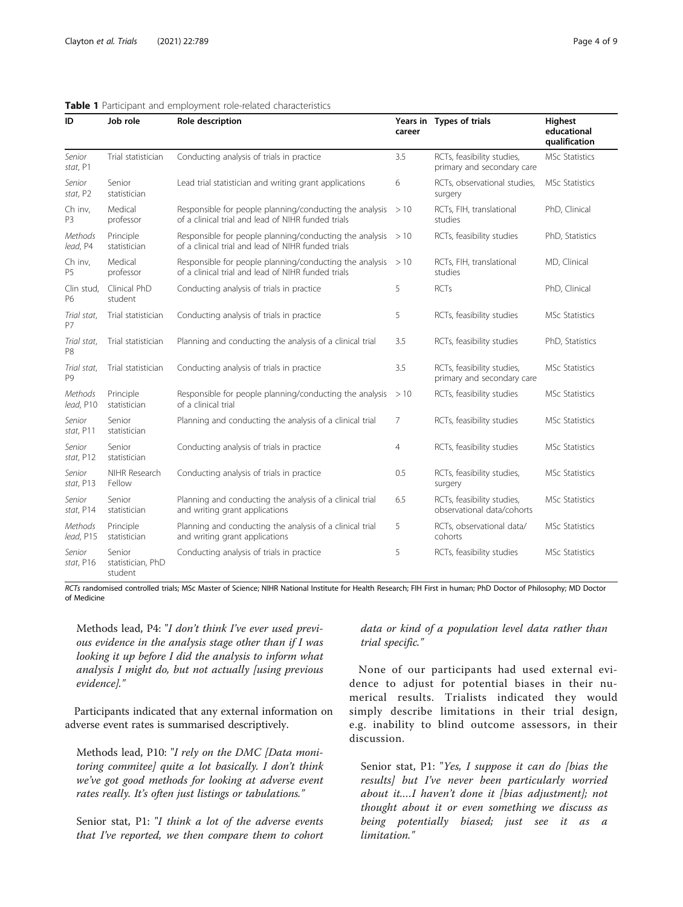**Table 1** Participant and employment role-related characteristics

| ID | Job role | Role description | Years in career | Types of trials | Highest educational qualification |
|---|---|---|---|---|---|
| *Senior stat*, P1 | Trial statistician | Conducting analysis of trials in practice | 3.5 | RCTs, feasibility studies, primary and secondary care | MSc Statistics |
| *Senior stat*, P2 | Senior statistician | Lead trial statistician and writing grant applications | 6 | RCTs, observational studies, surgery | MSc Statistics |
| *Ch inv*, P3 | Medical professor | Responsible for people planning/conducting the analysis of a clinical trial and lead of NIHR funded trials | > 10 | RCTs, FIH, translational studies | PhD, Clinical |
| *Methods lead*, P4 | Principle statistician | Responsible for people planning/conducting the analysis of a clinical trial and lead of NIHR funded trials | > 10 | RCTs, feasibility studies | PhD, Statistics |
| *Ch inv*, P5 | Medical professor | Responsible for people planning/conducting the analysis of a clinical trial and lead of NIHR funded trials | > 10 | RCTs, FIH, translational studies | MD, Clinical |
| *Clin stud*, P6 | Clinical PhD student | Conducting analysis of trials in practice | 5 | RCTs | PhD, Clinical |
| *Trial stat*, P7 | Trial statistician | Conducting analysis of trials in practice | 5 | RCTs, feasibility studies | MSc Statistics |
| *Trial stat*, P8 | Trial statistician | Planning and conducting the analysis of a clinical trial | 3.5 | RCTs, feasibility studies | PhD, Statistics |
| *Trial stat*, P9 | Trial statistician | Conducting analysis of trials in practice | 3.5 | RCTs, feasibility studies, primary and secondary care | MSc Statistics |
| *Methods lead*, P10 | Principle statistician | Responsible for people planning/conducting the analysis of a clinical trial | > 10 | RCTs, feasibility studies | MSc Statistics |
| *Senior stat*, P11 | Senior statistician | Planning and conducting the analysis of a clinical trial | 7 | RCTs, feasibility studies | MSc Statistics |
| *Senior stat*, P12 | Senior statistician | Conducting analysis of trials in practice | 4 | RCTs, feasibility studies | MSc Statistics |
| *Senior stat*, P13 | NIHR Research Fellow | Conducting analysis of trials in practice | 0.5 | RCTs, feasibility studies, surgery | MSc Statistics |
| *Senior stat*, P14 | Senior statistician | Planning and conducting the analysis of a clinical trial and writing grant applications | 6.5 | RCTs, feasibility studies, observational data/cohorts | MSc Statistics |
| *Methods lead*, P15 | Principle statistician | Planning and conducting the analysis of a clinical trial and writing grant applications | 5 | RCTs, observational data/cohorts | MSc Statistics |
| *Senior stat*, P16 | Senior statistician, PhD student | Conducting analysis of trials in practice | 5 | RCTs, feasibility studies | MSc Statistics |

*RCTs* randomised controlled trials; MSc Master of Science; NIHR National Institute for Health Research; FIH First in human; PhD Doctor of Philosophy; MD Doctor of Medicine

> Methods lead, P4: "*I don't think I've ever used previous evidence in the analysis stage other than if I was looking it up before I did the analysis to inform what analysis I might do, but not actually [using previous evidence].*"

Participants indicated that any external information on adverse event rates is summarised descriptively.

> Methods lead, P10: "*I rely on the DMC [Data monitoring commitee] quite a lot basically. I don't think we've got good methods for looking at adverse event rates really. It's often just listings or tabulations.*"

> Senior stat, P1: "*I think a lot of the adverse events that I've reported, we then compare them to cohort data or kind of a population level data rather than trial specific.*"

None of our participants had used external evidence to adjust for potential biases in their numerical results. Trialists indicated they would simply describe limitations in their trial design, e.g. inability to blind outcome assessors, in their discussion.

> Senior stat, P1: "*Yes, I suppose it can do [bias the results] but I've never been particularly worried about it....I haven't done it [bias adjustment]; not thought about it or even something we discuss as being potentially biased; just see it as a limitation.*"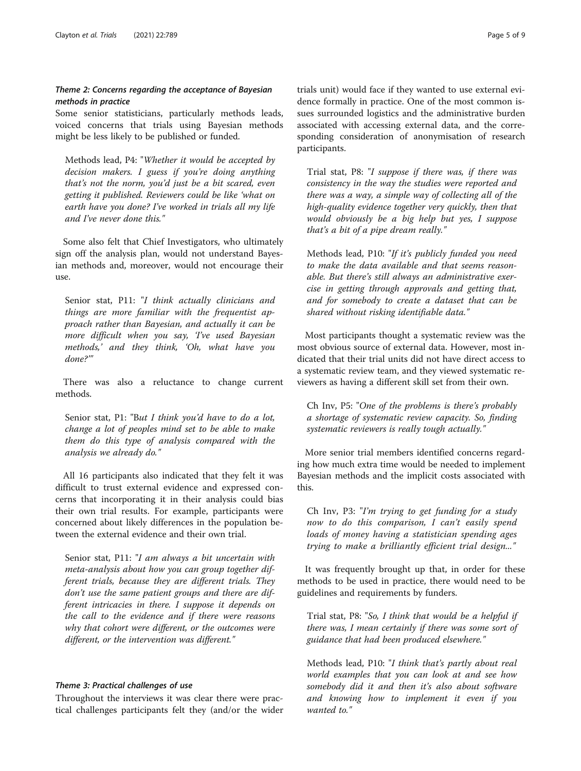### *Theme 2: Concerns regarding the acceptance of Bayesian methods in practice*

Some senior statisticians, particularly methods leads, voiced concerns that trials using Bayesian methods might be less likely to be published or funded.

> Methods lead, P4: "*Whether it would be accepted by decision makers. I guess if you're doing anything that's not the norm, you'd just be a bit scared, even getting it published. Reviewers could be like 'what on earth have you done? I've worked in trials all my life and I've never done this.*"

Some also felt that Chief Investigators, who ultimately sign off the analysis plan, would not understand Bayesian methods and, moreover, would not encourage their use.

> Senior stat, P11: "*I think actually clinicians and things are more familiar with the frequentist approach rather than Bayesian, and actually it can be more difficult when you say, 'I've used Bayesian methods,' and they think, 'Oh, what have you done?'*"

There was also a reluctance to change current methods.

> Senior stat, P1: "B*ut I think you'd have to do a lot, change a lot of peoples mind set to be able to make them do this type of analysis compared with the analysis we already do.*"

All 16 participants also indicated that they felt it was difficult to trust external evidence and expressed concerns that incorporating it in their analysis could bias their own trial results. For example, participants were concerned about likely differences in the population between the external evidence and their own trial.

> Senior stat, P11: "*I am always a bit uncertain with meta-analysis about how you can group together different trials, because they are different trials. They don't use the same patient groups and there are different intricacies in there. I suppose it depends on the call to the evidence and if there were reasons why that cohort were different, or the outcomes were different, or the intervention was different.*"

### *Theme 3: Practical challenges of use*

Throughout the interviews it was clear there were practical challenges participants felt they (and/or the wider trials unit) would face if they wanted to use external evidence formally in practice. One of the most common issues surrounded logistics and the administrative burden associated with accessing external data, and the corresponding consideration of anonymisation of research participants.

> Trial stat, P8: "*I suppose if there was, if there was consistency in the way the studies were reported and there was a way, a simple way of collecting all of the high-quality evidence together very quickly, then that would obviously be a big help but yes, I suppose that's a bit of a pipe dream really.*"

> Methods lead, P10: "*If it's publicly funded you need to make the data available and that seems reasonable. But there's still always an administrative exercise in getting through approvals and getting that, and for somebody to create a dataset that can be shared without risking identifiable data.*"

Most participants thought a systematic review was the most obvious source of external data. However, most indicated that their trial units did not have direct access to a systematic review team, and they viewed systematic reviewers as having a different skill set from their own.

> Ch Inv, P5: "*One of the problems is there's probably a shortage of systematic review capacity. So, finding systematic reviewers is really tough actually.*"

More senior trial members identified concerns regarding how much extra time would be needed to implement Bayesian methods and the implicit costs associated with this.

> Ch Inv, P3: "*I'm trying to get funding for a study now to do this comparison, I can't easily spend loads of money having a statistician spending ages trying to make a brilliantly efficient trial design...*"

It was frequently brought up that, in order for these methods to be used in practice, there would need to be guidelines and requirements by funders.

> Trial stat, P8: "*So, I think that would be a helpful if there was, I mean certainly if there was some sort of guidance that had been produced elsewhere.*"

> Methods lead, P10: "*I think that's partly about real world examples that you can look at and see how somebody did it and then it's also about software and knowing how to implement it even if you wanted to.*"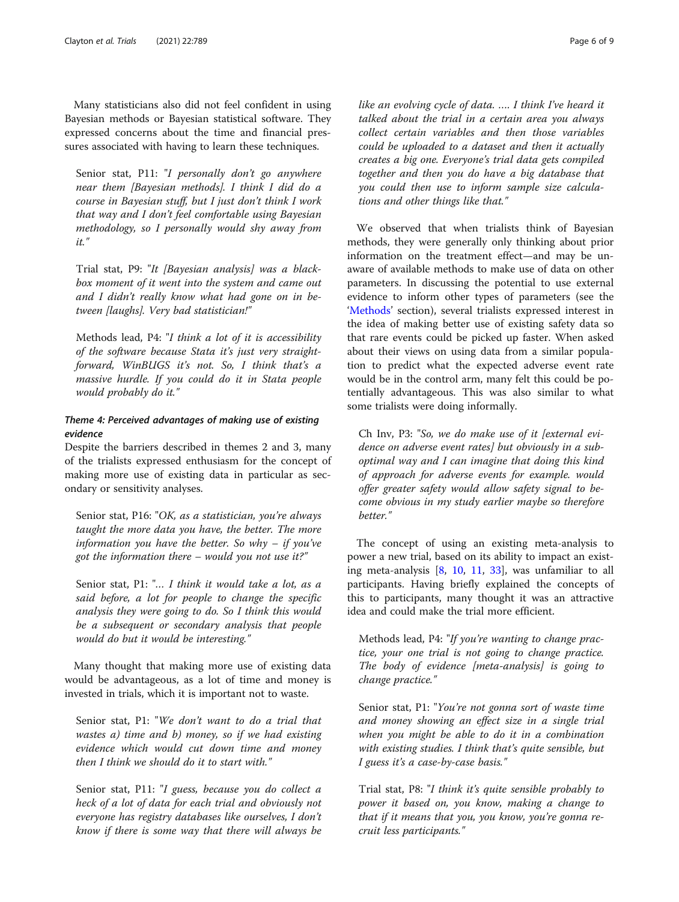Many statisticians also did not feel confident in using Bayesian methods or Bayesian statistical software. They expressed concerns about the time and financial pressures associated with having to learn these techniques.

> Senior stat, P11: "*I personally don't go anywhere near them [Bayesian methods]. I think I did do a course in Bayesian stuff, but I just don't think I work that way and I don't feel comfortable using Bayesian methodology, so I personally would shy away from it.*"

> Trial stat, P9: "*It [Bayesian analysis] was a black-box moment of it went into the system and came out and I didn't really know what had gone on in between [laughs]. Very bad statistician!*"

> Methods lead, P4: "*I think a lot of it is accessibility of the software because Stata it's just very straightforward, WinBUGS it's not. So, I think that's a massive hurdle. If you could do it in Stata people would probably do it.*"

#### *Theme 4: Perceived advantages of making use of existing evidence*

Despite the barriers described in themes 2 and 3, many of the trialists expressed enthusiasm for the concept of making more use of existing data in particular as secondary or sensitivity analyses.

> Senior stat, P16: "*OK, as a statistician, you're always taught the more data you have, the better. The more information you have the better. So why – if you've got the information there – would you not use it?*"

> Senior stat, P1: "*… I think it would take a lot, as a said before, a lot for people to change the specific analysis they were going to do. So I think this would be a subsequent or secondary analysis that people would do but it would be interesting.*"

Many thought that making more use of existing data would be advantageous, as a lot of time and money is invested in trials, which it is important not to waste.

> Senior stat, P1: "*We don't want to do a trial that wastes a) time and b) money, so if we had existing evidence which would cut down time and money then I think we should do it to start with.*"

> Senior stat, P11: "*I guess, because you do collect a heck of a lot of data for each trial and obviously not everyone has registry databases like ourselves, I don't know if there is some way that there will always be like an evolving cycle of data. …. I think I've heard it talked about the trial in a certain area you always collect certain variables and then those variables could be uploaded to a dataset and then it actually creates a big one. Everyone's trial data gets compiled together and then you do have a big database that you could then use to inform sample size calculations and other things like that.*"

We observed that when trialists think of Bayesian methods, they were generally only thinking about prior information on the treatment effect—and may be unaware of available methods to make use of data on other parameters. In discussing the potential to use external evidence to inform other types of parameters (see the 'Methods' section), several trialists expressed interest in the idea of making better use of existing safety data so that rare events could be picked up faster. When asked about their views on using data from a similar population to predict what the expected adverse event rate would be in the control arm, many felt this could be potentially advantageous. This was also similar to what some trialists were doing informally.

> Ch Inv, P3: "*So, we do make use of it [external evidence on adverse event rates] but obviously in a sub-optimal way and I can imagine that doing this kind of approach for adverse events for example. would offer greater safety would allow safety signal to become obvious in my study earlier maybe so therefore better.*"

The concept of using an existing meta-analysis to power a new trial, based on its ability to impact an existing meta-analysis [8, 10, 11, 33], was unfamiliar to all participants. Having briefly explained the concepts of this to participants, many thought it was an attractive idea and could make the trial more efficient.

> Methods lead, P4: "*If you're wanting to change practice, your one trial is not going to change practice. The body of evidence [meta-analysis] is going to change practice.*"

> Senior stat, P1: "*You're not gonna sort of waste time and money showing an effect size in a single trial when you might be able to do it in a combination with existing studies. I think that's quite sensible, but I guess it's a case-by-case basis.*"

> Trial stat, P8: "*I think it's quite sensible probably to power it based on, you know, making a change to that if it means that you, you know, you're gonna recruit less participants.*"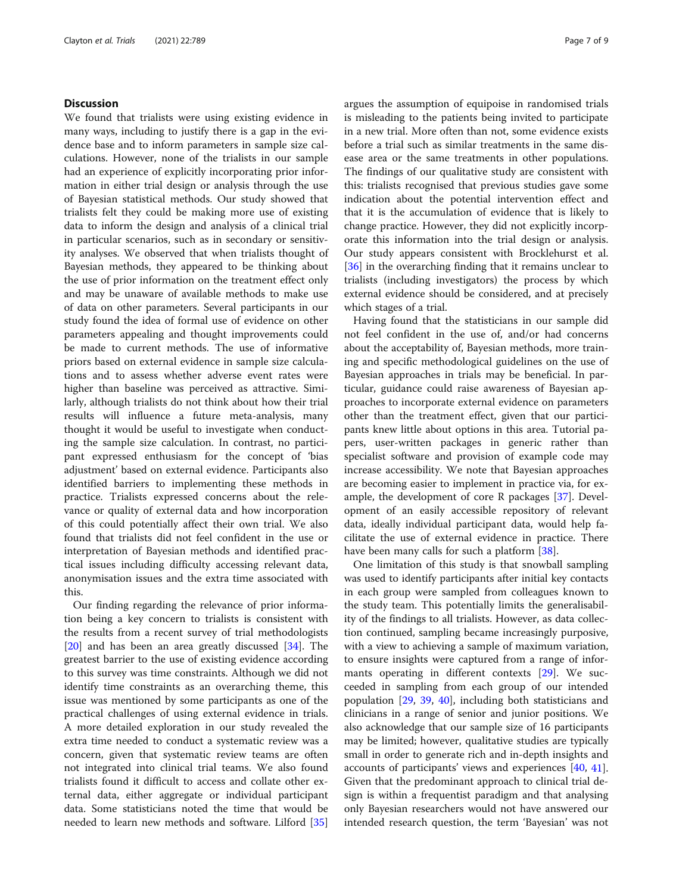## Discussion

We found that trialists were using existing evidence in many ways, including to justify there is a gap in the evidence base and to inform parameters in sample size calculations. However, none of the trialists in our sample had an experience of explicitly incorporating prior information in either trial design or analysis through the use of Bayesian statistical methods. Our study showed that trialists felt they could be making more use of existing data to inform the design and analysis of a clinical trial in particular scenarios, such as in secondary or sensitivity analyses. We observed that when trialists thought of Bayesian methods, they appeared to be thinking about the use of prior information on the treatment effect only and may be unaware of available methods to make use of data on other parameters. Several participants in our study found the idea of formal use of evidence on other parameters appealing and thought improvements could be made to current methods. The use of informative priors based on external evidence in sample size calculations and to assess whether adverse event rates were higher than baseline was perceived as attractive. Similarly, although trialists do not think about how their trial results will influence a future meta-analysis, many thought it would be useful to investigate when conducting the sample size calculation. In contrast, no participant expressed enthusiasm for the concept of 'bias adjustment' based on external evidence. Participants also identified barriers to implementing these methods in practice. Trialists expressed concerns about the relevance or quality of external data and how incorporation of this could potentially affect their own trial. We also found that trialists did not feel confident in the use or interpretation of Bayesian methods and identified practical issues including difficulty accessing relevant data, anonymisation issues and the extra time associated with this.

Our finding regarding the relevance of prior information being a key concern to trialists is consistent with the results from a recent survey of trial methodologists [20] and has been an area greatly discussed [34]. The greatest barrier to the use of existing evidence according to this survey was time constraints. Although we did not identify time constraints as an overarching theme, this issue was mentioned by some participants as one of the practical challenges of using external evidence in trials. A more detailed exploration in our study revealed the extra time needed to conduct a systematic review was a concern, given that systematic review teams are often not integrated into clinical trial teams. We also found trialists found it difficult to access and collate other external data, either aggregate or individual participant data. Some statisticians noted the time that would be needed to learn new methods and software. Lilford [35] argues the assumption of equipoise in randomised trials is misleading to the patients being invited to participate in a new trial. More often than not, some evidence exists before a trial such as similar treatments in the same disease area or the same treatments in other populations. The findings of our qualitative study are consistent with this: trialists recognised that previous studies gave some indication about the potential intervention effect and that it is the accumulation of evidence that is likely to change practice. However, they did not explicitly incorporate this information into the trial design or analysis. Our study appears consistent with Brocklehurst et al. [36] in the overarching finding that it remains unclear to trialists (including investigators) the process by which external evidence should be considered, and at precisely which stages of a trial.

Having found that the statisticians in our sample did not feel confident in the use of, and/or had concerns about the acceptability of, Bayesian methods, more training and specific methodological guidelines on the use of Bayesian approaches in trials may be beneficial. In particular, guidance could raise awareness of Bayesian approaches to incorporate external evidence on parameters other than the treatment effect, given that our participants knew little about options in this area. Tutorial papers, user-written packages in generic rather than specialist software and provision of example code may increase accessibility. We note that Bayesian approaches are becoming easier to implement in practice via, for example, the development of core R packages [37]. Development of an easily accessible repository of relevant data, ideally individual participant data, would help facilitate the use of external evidence in practice. There have been many calls for such a platform [38].

One limitation of this study is that snowball sampling was used to identify participants after initial key contacts in each group were sampled from colleagues known to the study team. This potentially limits the generalisability of the findings to all trialists. However, as data collection continued, sampling became increasingly purposive, with a view to achieving a sample of maximum variation, to ensure insights were captured from a range of informants operating in different contexts [29]. We succeeded in sampling from each group of our intended population [29, 39, 40], including both statisticians and clinicians in a range of senior and junior positions. We also acknowledge that our sample size of 16 participants may be limited; however, qualitative studies are typically small in order to generate rich and in-depth insights and accounts of participants' views and experiences [40, 41]. Given that the predominant approach to clinical trial design is within a frequentist paradigm and that analysing only Bayesian researchers would not have answered our intended research question, the term 'Bayesian' was not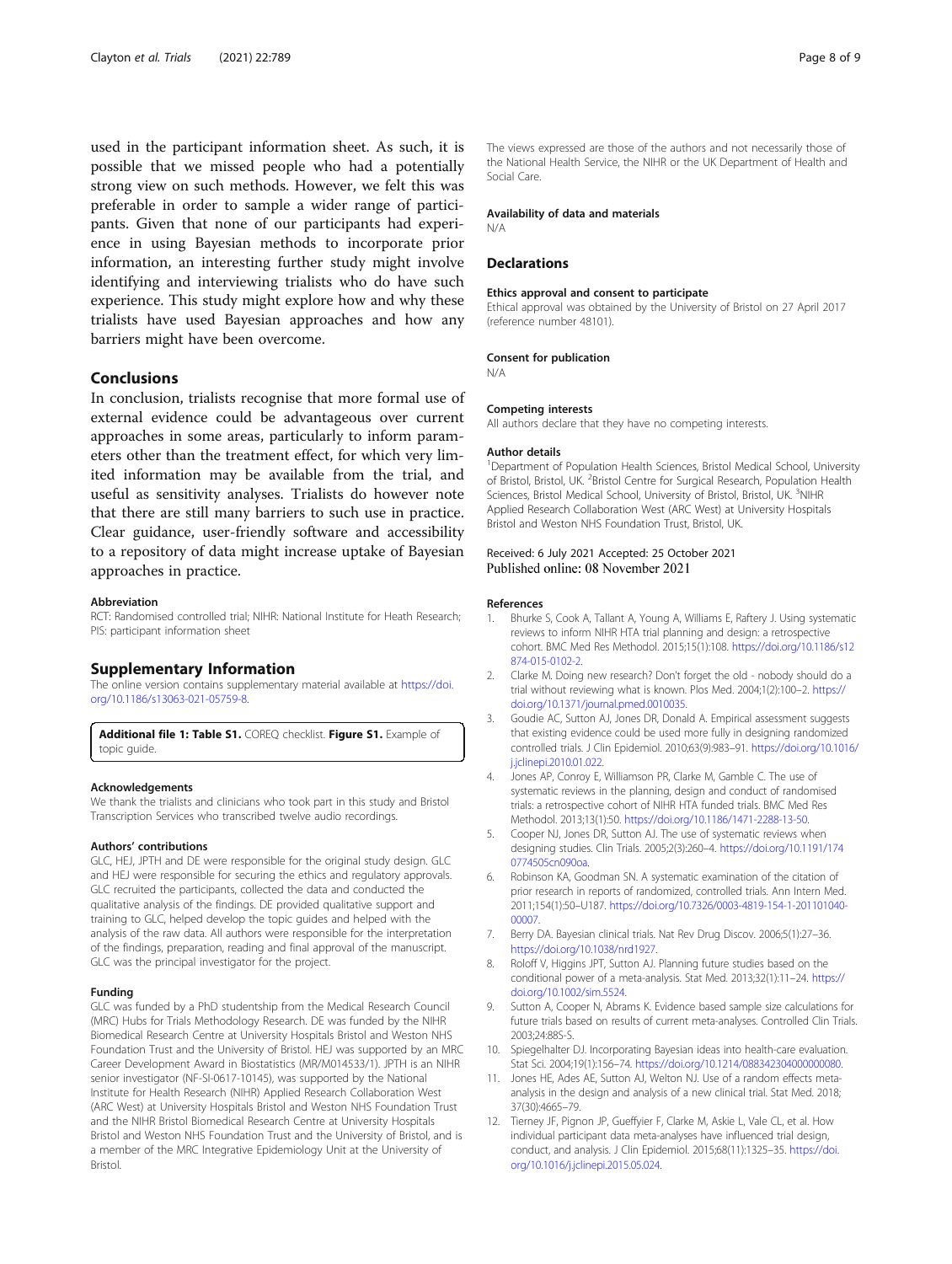used in the participant information sheet. As such, it is possible that we missed people who had a potentially strong view on such methods. However, we felt this was preferable in order to sample a wider range of participants. Given that none of our participants had experience in using Bayesian methods to incorporate prior information, an interesting further study might involve identifying and interviewing trialists who do have such experience. This study might explore how and why these trialists have used Bayesian approaches and how any barriers might have been overcome.

## Conclusions

In conclusion, trialists recognise that more formal use of external evidence could be advantageous over current approaches in some areas, particularly to inform parameters other than the treatment effect, for which very limited information may be available from the trial, and useful as sensitivity analyses. Trialists do however note that there are still many barriers to such use in practice. Clear guidance, user-friendly software and accessibility to a repository of data might increase uptake of Bayesian approaches in practice.

#### Abbreviation

RCT: Randomised controlled trial; NIHR: National Institute for Heath Research; PIS: participant information sheet

## Supplementary Information

The online version contains supplementary material available at https://doi.org/10.1186/s13063-021-05759-8.

**Additional file 1: Table S1.** COREQ checklist. **Figure S1.** Example of topic guide.

#### Acknowledgements

We thank the trialists and clinicians who took part in this study and Bristol Transcription Services who transcribed twelve audio recordings.

#### Authors' contributions

GLC, HEJ, JPTH and DE were responsible for the original study design. GLC and HEJ were responsible for securing the ethics and regulatory approvals. GLC recruited the participants, collected the data and conducted the qualitative analysis of the findings. DE provided qualitative support and training to GLC, helped develop the topic guides and helped with the analysis of the raw data. All authors were responsible for the interpretation of the findings, preparation, reading and final approval of the manuscript. GLC was the principal investigator for the project.

#### Funding

GLC was funded by a PhD studentship from the Medical Research Council (MRC) Hubs for Trials Methodology Research. DE was funded by the NIHR Biomedical Research Centre at University Hospitals Bristol and Weston NHS Foundation Trust and the University of Bristol. HEJ was supported by an MRC Career Development Award in Biostatistics (MR/M014533/1). JPTH is an NIHR senior investigator (NF-SI-0617-10145), was supported by the National Institute for Health Research (NIHR) Applied Research Collaboration West (ARC West) at University Hospitals Bristol and Weston NHS Foundation Trust and the NIHR Bristol Biomedical Research Centre at University Hospitals Bristol and Weston NHS Foundation Trust and the University of Bristol, and is a member of the MRC Integrative Epidemiology Unit at the University of Bristol.

The views expressed are those of the authors and not necessarily those of the National Health Service, the NIHR or the UK Department of Health and Social Care.

#### Availability of data and materials

N/A

## Declarations

#### Ethics approval and consent to participate

Ethical approval was obtained by the University of Bristol on 27 April 2017 (reference number 48101).

#### Consent for publication

N/A

#### Competing interests

All authors declare that they have no competing interests.

#### Author details

[1]Department of Population Health Sciences, Bristol Medical School, University of Bristol, Bristol, UK. [2]Bristol Centre for Surgical Research, Population Health Sciences, Bristol Medical School, University of Bristol, Bristol, UK. [3]NIHR Applied Research Collaboration West (ARC West) at University Hospitals Bristol and Weston NHS Foundation Trust, Bristol, UK.

Received: 6 July 2021 Accepted: 25 October 2021
Published online: 08 November 2021

#### References

1. Bhurke S, Cook A, Tallant A, Young A, Williams E, Raftery J. Using systematic reviews to inform NIHR HTA trial planning and design: a retrospective cohort. BMC Med Res Methodol. 2015;15(1):108. https://doi.org/10.1186/s12874-015-0102-2.
2. Clarke M. Doing new research? Don't forget the old - nobody should do a trial without reviewing what is known. Plos Med. 2004;1(2):100–2. https://doi.org/10.1371/journal.pmed.0010035.
3. Goudie AC, Sutton AJ, Jones DR, Donald A. Empirical assessment suggests that existing evidence could be used more fully in designing randomized controlled trials. J Clin Epidemiol. 2010;63(9):983–91. https://doi.org/10.1016/j.jclinepi.2010.01.022.
4. Jones AP, Conroy E, Williamson PR, Clarke M, Gamble C. The use of systematic reviews in the planning, design and conduct of randomised trials: a retrospective cohort of NIHR HTA funded trials. BMC Med Res Methodol. 2013;13(1):50. https://doi.org/10.1186/1471-2288-13-50.
5. Cooper NJ, Jones DR, Sutton AJ. The use of systematic reviews when designing studies. Clin Trials. 2005;2(3):260–4. https://doi.org/10.1191/1740774505cn090oa.
6. Robinson KA, Goodman SN. A systematic examination of the citation of prior research in reports of randomized, controlled trials. Ann Intern Med. 2011;154(1):50–U187. https://doi.org/10.7326/0003-4819-154-1-201101040-00007.
7. Berry DA. Bayesian clinical trials. Nat Rev Drug Discov. 2006;5(1):27–36. https://doi.org/10.1038/nrd1927.
8. Roloff V, Higgins JPT, Sutton AJ. Planning future studies based on the conditional power of a meta-analysis. Stat Med. 2013;32(1):11–24. https://doi.org/10.1002/sim.5524.
9. Sutton A, Cooper N, Abrams K. Evidence based sample size calculations for future trials based on results of current meta-analyses. Controlled Clin Trials. 2003;24:88S-S.
10. Spiegelhalter DJ. Incorporating Bayesian ideas into health-care evaluation. Stat Sci. 2004;19(1):156–74. https://doi.org/10.1214/088342304000000080.
11. Jones HE, Ades AE, Sutton AJ, Welton NJ. Use of a random effects meta-analysis in the design and analysis of a new clinical trial. Stat Med. 2018;37(30):4665–79.
12. Tierney JF, Pignon JP, Gueffyier F, Clarke M, Askie L, Vale CL, et al. How individual participant data meta-analyses have influenced trial design, conduct, and analysis. J Clin Epidemiol. 2015;68(11):1325–35. https://doi.org/10.1016/j.jclinepi.2015.05.024.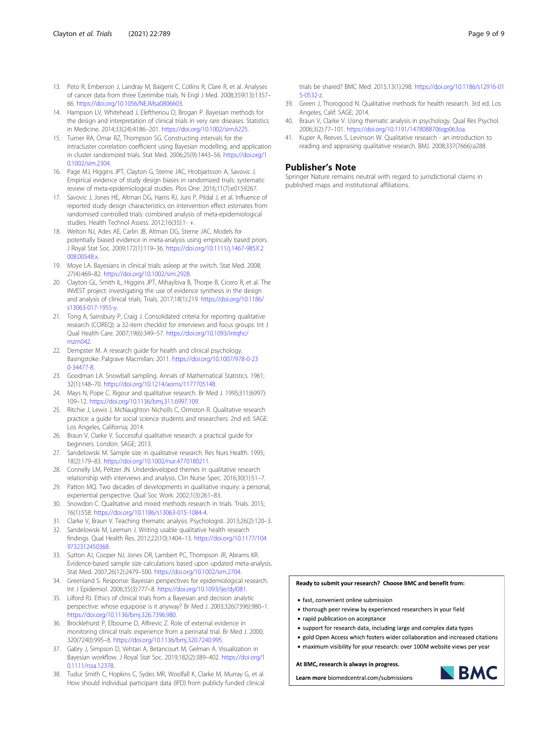13. Peto R, Emberson J, Landray M, Baigent C, Collins R, Clare R, et al. Analyses of cancer data from three Ezetimibe trials. N Engl J Med. 2008;359(13):1357–66. https://doi.org/10.1056/NEJMsa0806603.
14. Hampson LV, Whitehead J, Eleftheriou D, Brogan P. Bayesian methods for the design and interpretation of clinical trials in very rare diseases. Statistics in Medicine. 2014;33(24):4186–201. https://doi.org/10.1002/sim.6225.
15. Turner RA, Omar RZ, Thompson SG. Constructing intervals for the intracluster correlation coefficient using Bayesian modelling, and application in cluster randomized trials. Stat Med. 2006;25(9):1443–56. https://doi.org/10.1002/sim.2304.
16. Page MJ, Higgins JPT, Clayton G, Sterne JAC, Hrobjartsson A, Savovic J. Empirical evidence of study design biases in randomized trials: systematic review of meta-epidemiological studies. Plos One. 2016;11(7):e0159267.
17. Savovic J, Jones HE, Altman DG, Harris RJ, Juni P, Pildal J, et al. Influence of reported study design characteristics on intervention effect estimates from randomised controlled trials: combined analysis of meta-epidemiological studies. Health Technol Assess. 2012;16(35):1- +.
18. Welton NJ, Ades AE, Carlin JB, Altman DG, Sterne JAC. Models for potentially biased evidence in meta-analysis using empirically based priors. J Royal Stat Soc. 2009;172(1):119–36. https://doi.org/10.1111/j.1467-985X.2008.00548.x.
19. Moye LA. Bayesians in clinical trials: asleep at the switch. Stat Med. 2008; 27(4):469–82. https://doi.org/10.1002/sim.2928.
20. Clayton GL, Smith IL, Higgins JPT, Mihaylova B, Thorpe B, Cicero R, et al. The INVEST project: investigating the use of evidence synthesis in the design and analysis of clinical trials. Trials. 2017;18(1):219. https://doi.org/10.1186/s13063-017-1955-y.
21. Tong A, Sainsbury P, Craig J. Consolidated criteria for reporting qualitative research (COREQ): a 32-item checklist for interviews and focus groups. Int J Qual Health Care. 2007;19(6):349–57. https://doi.org/10.1093/intqhc/mzm042.
22. Dempster M. A research guide for health and clinical psychology. Basingstoke: Palgrave Macmillan; 2011. https://doi.org/10.1007/978-0-230-34477-8.
23. Goodman LA. Snowball sampling. Annals of Mathematical Statistics. 1961; 32(1):148–70. https://doi.org/10.1214/aoms/1177705148.
24. Mays N, Pope C. Rigour and qualitative research. Br Med J. 1995;311(6997): 109–12. https://doi.org/10.1136/bmj.311.6997.109.
25. Ritchie J, Lewis J, McNaughton Nicholls C, Ormston R. Qualitative research practice: a guide for social science students and researchers. 2nd ed. SAGE: Los Angeles, California; 2014.
26. Braun V, Clarke V. Successful qualitative research: a practical guide for beginners. London: SAGE; 2013.
27. Sandelowski M. Sample size in qualitative research. Res Nurs Health. 1995; 18(2):179–83. https://doi.org/10.1002/nur.4770180211.
28. Connelly LM, Peltzer JN. Underdeveloped themes in qualitative research relationship with interviews and analysis. Clin Nurse Spec. 2016;30(1):51–7.
29. Patton MQ. Two decades of developments in qualitative inquiry: a personal, experiential perspective. Qual Soc Work. 2002;1(3):261–83.
30. Snowdon C. Qualitative and mixed methods research in trials. Trials. 2015; 16(1):558. https://doi.org/10.1186/s13063-015-1084-4.
31. Clarke V, Braun V. Teaching thematic analysis. Psychologist. 2013;26(2):120–3.
32. Sandelowski M, Leeman J. Writing usable qualitative health research findings. Qual Health Res. 2012;22(10):1404–13. https://doi.org/10.1177/1049732312450368.
33. Sutton AJ, Cooper NJ, Jones DR, Lambert PC, Thompson JR, Abrams KR. Evidence-based sample size calculations based upon updated meta-analysis. Stat Med. 2007;26(12):2479–500. https://doi.org/10.1002/sim.2704.
34. Greenland S. Response: Bayesian perspectives for epidemiological research. Int J Epidemiol. 2006;35(3):777–8. https://doi.org/10.1093/ije/dyl081.
35. Lilford RJ. Ethics of clinical trials from a Bayesian and decision analytic perspective: whose equipoise is it anyway? Br Med J. 2003;326(7396):980–1. https://doi.org/10.1136/bmj.326.7396.980.
36. Brocklehurst P, Elbourne D, Alfirevic Z. Role of external evidence in monitoring clinical trials: experience from a perinatal trial. Br Med J. 2000; 320(7240):995–8. https://doi.org/10.1136/bmj.320.7240.995.
37. Gabry J, Simpson D, Vehtari A, Betancourt M, Gelman A. Visualization in Bayesian workflow. J Royal Stat Soc. 2019;182(2):389–402. https://doi.org/10.1111/rssa.12378.
38. Tudur Smith C, Hopkins C, Sydes MR, Woolfall K, Clarke M, Murray G, et al. How should individual participant data (IPD) from publicly funded clinical trials be shared? BMC Med. 2015;13(1):298. https://doi.org/10.1186/s12916-015-0532-z.
39. Green J, Thorogood N. Qualitative methods for health research. 3rd ed. Los Angeles, Calif: SAGE; 2014.
40. Braun V, Clarke V. Using thematic analysis in psychology. Qual Res Psychol. 2006;3(2):77–101. https://doi.org/10.1191/1478088706qp063oa.
41. Kuper A, Reeves S, Levinson W. Qualitative research - an introduction to reading and appraising qualitative research. BMJ. 2008;337(7666):a288.

## Publisher's Note

Springer Nature remains neutral with regard to jurisdictional claims in published maps and institutional affiliations.

**Ready to submit your research? Choose BMC and benefit from:**

- fast, convenient online submission
- thorough peer review by experienced researchers in your field
- rapid publication on acceptance
- support for research data, including large and complex data types
- gold Open Access which fosters wider collaboration and increased citations
- maximum visibility for your research: over 100M website views per year

**At BMC, research is always in progress.**

**Learn more** biomedcentral.com/submissions

BMC